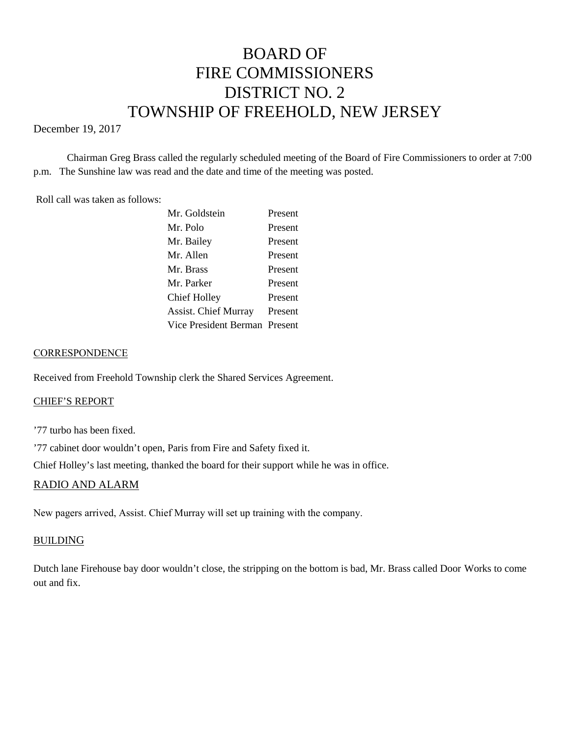# BOARD OF FIRE COMMISSIONERS DISTRICT NO. 2 TOWNSHIP OF FREEHOLD, NEW JERSEY

December 19, 2017

Chairman Greg Brass called the regularly scheduled meeting of the Board of Fire Commissioners to order at 7:00 p.m. The Sunshine law was read and the date and time of the meeting was posted.

Roll call was taken as follows:

| | |
|---|---|
| Mr. Goldstein | Present |
| Mr. Polo | Present |
| Mr. Bailey | Present |
| Mr. Allen | Present |
| Mr. Brass | Present |
| Mr. Parker | Present |
| Chief Holley | Present |
| Assist. Chief Murray | Present |
| Vice President Berman | Present |

## CORRESPONDENCE

Received from Freehold Township clerk the Shared Services Agreement.

## CHIEF'S REPORT

'77 turbo has been fixed.

'77 cabinet door wouldn't open, Paris from Fire and Safety fixed it.

Chief Holley's last meeting, thanked the board for their support while he was in office.

## RADIO AND ALARM

New pagers arrived, Assist. Chief Murray will set up training with the company.

## BUILDING

Dutch lane Firehouse bay door wouldn't close, the stripping on the bottom is bad, Mr. Brass called Door Works to come out and fix.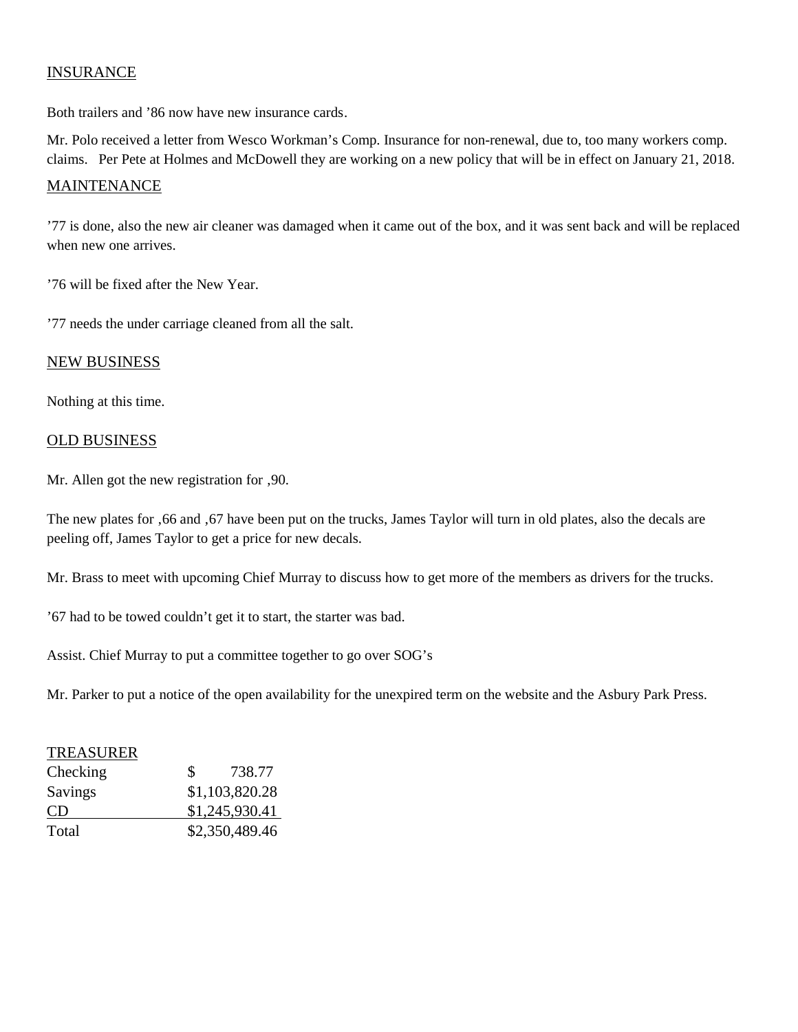INSURANCE

Both trailers and '86 now have new insurance cards.

Mr. Polo received a letter from Wesco Workman's Comp. Insurance for non-renewal, due to, too many workers comp. claims. Per Pete at Holmes and McDowell they are working on a new policy that will be in effect on January 21, 2018.

MAINTENANCE

'77 is done, also the new air cleaner was damaged when it came out of the box, and it was sent back and will be replaced when new one arrives.

'76 will be fixed after the New Year.

'77 needs the under carriage cleaned from all the salt.

NEW BUSINESS

Nothing at this time.

OLD BUSINESS

Mr. Allen got the new registration for ,90.

The new plates for ,66 and ,67 have been put on the trucks, James Taylor will turn in old plates, also the decals are peeling off, James Taylor to get a price for new decals.

Mr. Brass to meet with upcoming Chief Murray to discuss how to get more of the members as drivers for the trucks.

'67 had to be towed couldn't get it to start, the starter was bad.

Assist. Chief Murray to put a committee together to go over SOG's

Mr. Parker to put a notice of the open availability for the unexpired term on the website and the Asbury Park Press.

| TREASURER | |
|---|---|
| Checking | $ 738.77 |
| Savings | $1,103,820.28 |
| CD | $1,245,930.41 |
| Total | $2,350,489.46 |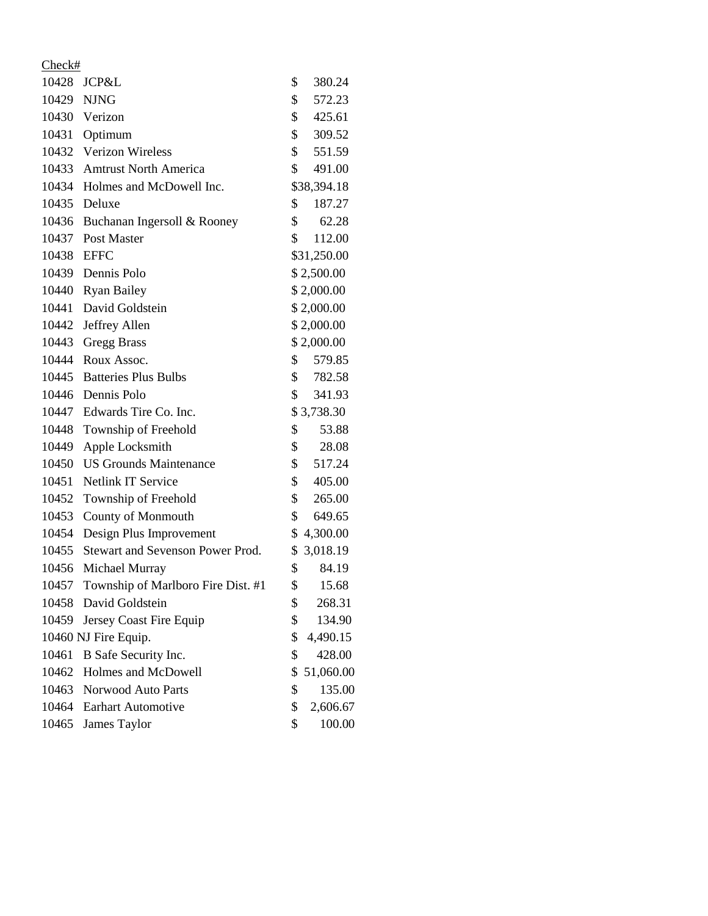| Check# | | |
|---|---|---|
| 10428 | JCP&L | $ 380.24 |
| 10429 | NJNG | $ 572.23 |
| 10430 | Verizon | $ 425.61 |
| 10431 | Optimum | $ 309.52 |
| 10432 | Verizon Wireless | $ 551.59 |
| 10433 | Amtrust North America | $ 491.00 |
| 10434 | Holmes and McDowell Inc. | $38,394.18 |
| 10435 | Deluxe | $ 187.27 |
| 10436 | Buchanan Ingersoll & Rooney | $ 62.28 |
| 10437 | Post Master | $ 112.00 |
| 10438 | EFFC | $31,250.00 |
| 10439 | Dennis Polo | $ 2,500.00 |
| 10440 | Ryan Bailey | $ 2,000.00 |
| 10441 | David Goldstein | $ 2,000.00 |
| 10442 | Jeffrey Allen | $ 2,000.00 |
| 10443 | Gregg Brass | $ 2,000.00 |
| 10444 | Roux Assoc. | $ 579.85 |
| 10445 | Batteries Plus Bulbs | $ 782.58 |
| 10446 | Dennis Polo | $ 341.93 |
| 10447 | Edwards Tire Co. Inc. | $ 3,738.30 |
| 10448 | Township of Freehold | $ 53.88 |
| 10449 | Apple Locksmith | $ 28.08 |
| 10450 | US Grounds Maintenance | $ 517.24 |
| 10451 | Netlink IT Service | $ 405.00 |
| 10452 | Township of Freehold | $ 265.00 |
| 10453 | County of Monmouth | $ 649.65 |
| 10454 | Design Plus Improvement | $ 4,300.00 |
| 10455 | Stewart and Sevenson Power Prod. | $ 3,018.19 |
| 10456 | Michael Murray | $ 84.19 |
| 10457 | Township of Marlboro Fire Dist. #1 | $ 15.68 |
| 10458 | David Goldstein | $ 268.31 |
| 10459 | Jersey Coast Fire Equip | $ 134.90 |
| 10460 | NJ Fire Equip. | $ 4,490.15 |
| 10461 | B Safe Security Inc. | $ 428.00 |
| 10462 | Holmes and McDowell | $ 51,060.00 |
| 10463 | Norwood Auto Parts | $ 135.00 |
| 10464 | Earhart Automotive | $ 2,606.67 |
| 10465 | James Taylor | $ 100.00 |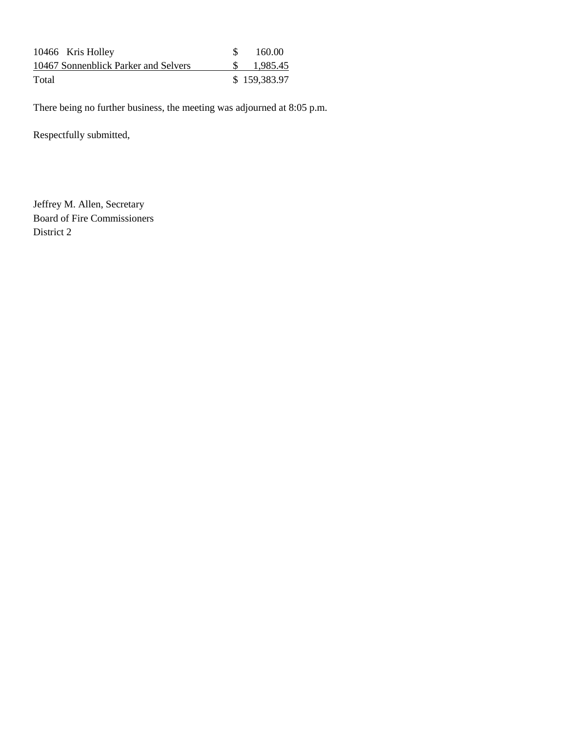| | |
|---|---|
| 10466 Kris Holley | $ 160.00 |
| 10467 Sonnenblick Parker and Selvers | $ 1,985.45 |
| Total | $ 159,383.97 |

There being no further business, the meeting was adjourned at 8:05 p.m.

Respectfully submitted,

Jeffrey M. Allen, Secretary
Board of Fire Commissioners
District 2